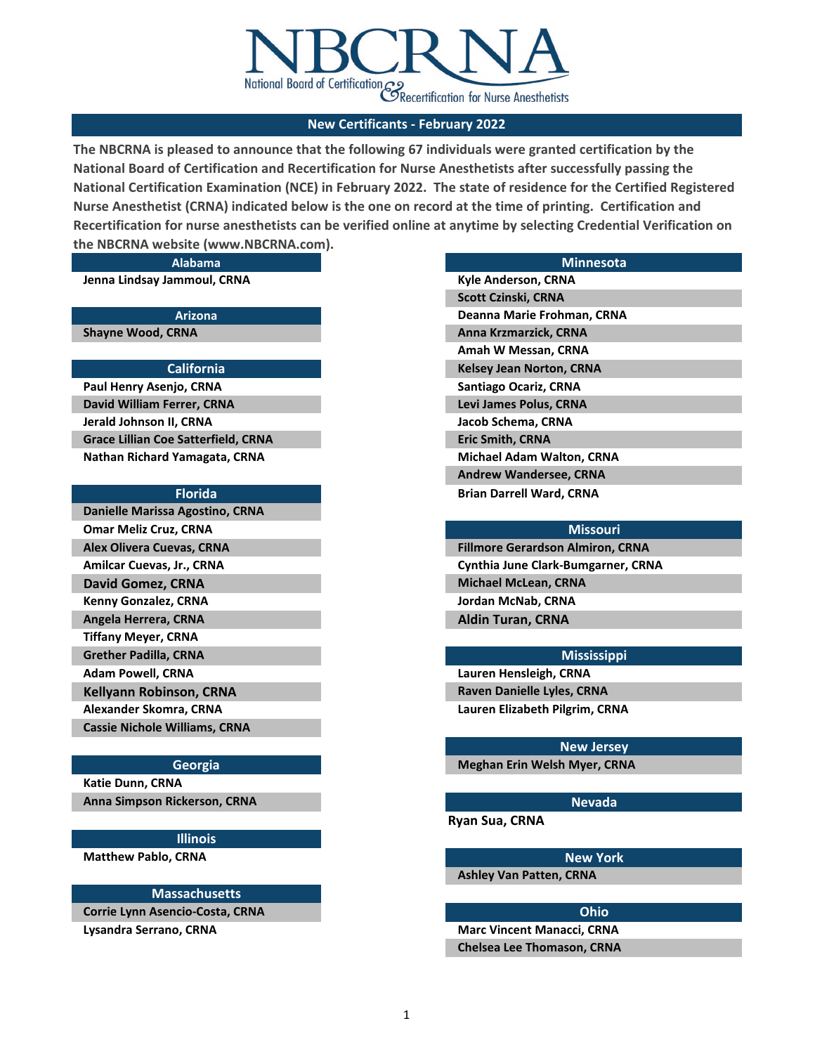# NBCRNA

National Board of Certification & Recertification for Nurse Anesthetists

## New Certificants - February 2022

**The NBCRNA is pleased to announce that the following 67 individuals were granted certification by the National Board of Certification and Recertification for Nurse Anesthetists after successfully passing the National Certification Examination (NCE) in February 2022. The state of residence for the Certified Registered Nurse Anesthetist (CRNA) indicated below is the one on record at the time of printing. Certification and Recertification for nurse anesthetists can be verified online at anytime by selecting Credential Verification on the NBCRNA website (www.NBCRNA.com).**

### Alabama

- Jenna Lindsay Jammoul, CRNA

### Arizona

- Shayne Wood, CRNA

### California

- Paul Henry Asenjo, CRNA
- David William Ferrer, CRNA
- Jerald Johnson II, CRNA
- Grace Lillian Coe Satterfield, CRNA
- Nathan Richard Yamagata, CRNA

### Florida

- Danielle Marissa Agostino, CRNA
- Omar Meliz Cruz, CRNA
- Alex Olivera Cuevas, CRNA
- Amilcar Cuevas, Jr., CRNA
- David Gomez, CRNA
- Kenny Gonzalez, CRNA
- Angela Herrera, CRNA
- Tiffany Meyer, CRNA
- Grether Padilla, CRNA
- Adam Powell, CRNA
- Kellyann Robinson, CRNA
- Alexander Skomra, CRNA
- Cassie Nichole Williams, CRNA

### Georgia

- Katie Dunn, CRNA
- Anna Simpson Rickerson, CRNA

### Illinois

- Matthew Pablo, CRNA

### Massachusetts

- Corrie Lynn Asencio-Costa, CRNA
- Lysandra Serrano, CRNA

### Minnesota

- Kyle Anderson, CRNA
- Scott Czinski, CRNA
- Deanna Marie Frohman, CRNA
- Anna Krzmarzick, CRNA
- Amah W Messan, CRNA
- Kelsey Jean Norton, CRNA
- Santiago Ocariz, CRNA
- Levi James Polus, CRNA
- Jacob Schema, CRNA
- Eric Smith, CRNA
- Michael Adam Walton, CRNA
- Andrew Wandersee, CRNA
- Brian Darrell Ward, CRNA

### Missouri

- Fillmore Gerardson Almiron, CRNA
- Cynthia June Clark-Bumgarner, CRNA
- Michael McLean, CRNA
- Jordan McNab, CRNA
- Aldin Turan, CRNA

### Mississippi

- Lauren Hensleigh, CRNA
- Raven Danielle Lyles, CRNA
- Lauren Elizabeth Pilgrim, CRNA

### New Jersey

- Meghan Erin Welsh Myer, CRNA

### Nevada

- Ryan Sua, CRNA

### New York

- Ashley Van Patten, CRNA

### Ohio

- Marc Vincent Manacci, CRNA
- Chelsea Lee Thomason, CRNA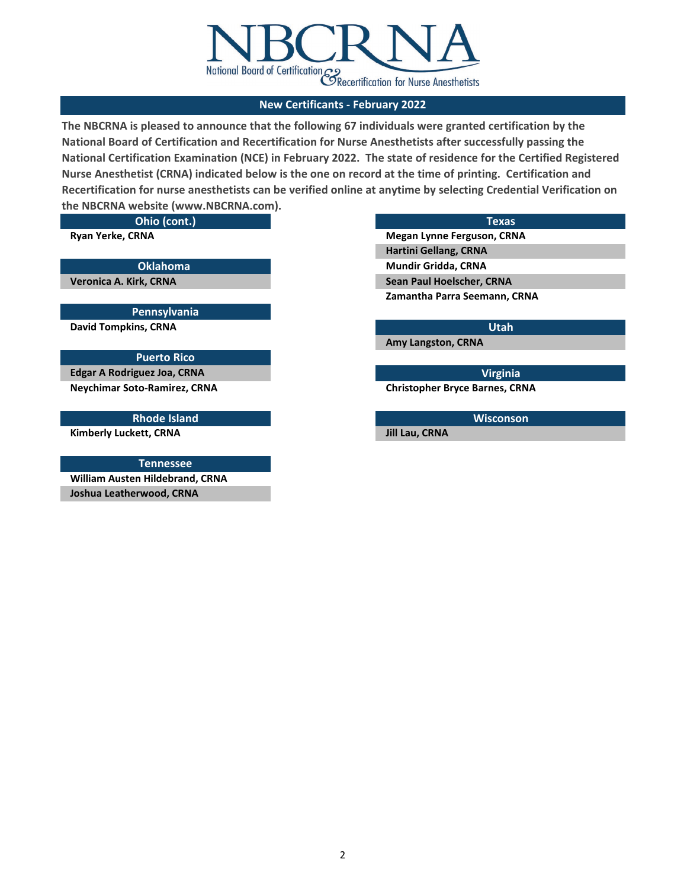NBCRNA
National Board of Certification & Recertification for Nurse Anesthetists

## New Certificants - February 2022

**The NBCRNA is pleased to announce that the following 67 individuals were granted certification by the National Board of Certification and Recertification for Nurse Anesthetists after successfully passing the National Certification Examination (NCE) in February 2022. The state of residence for the Certified Registered Nurse Anesthetist (CRNA) indicated below is the one on record at the time of printing. Certification and Recertification for nurse anesthetists can be verified online at anytime by selecting Credential Verification on the NBCRNA website (www.NBCRNA.com).**

### Ohio (cont.)

**Ryan Yerke, CRNA**

### Oklahoma

**Veronica A. Kirk, CRNA**

### Pennsylvania

**David Tompkins, CRNA**

### Puerto Rico

**Edgar A Rodriguez Joa, CRNA**
**Neychimar Soto-Ramirez, CRNA**

### Rhode Island

**Kimberly Luckett, CRNA**

### Tennessee

**William Austen Hildebrand, CRNA**
**Joshua Leatherwood, CRNA**

### Texas

**Megan Lynne Ferguson, CRNA**
**Hartini Gellang, CRNA**
**Mundir Gridda, CRNA**
**Sean Paul Hoelscher, CRNA**
**Zamantha Parra Seemann, CRNA**

### Utah

**Amy Langston, CRNA**

### Virginia

**Christopher Bryce Barnes, CRNA**

### Wisconson

**Jill Lau, CRNA**